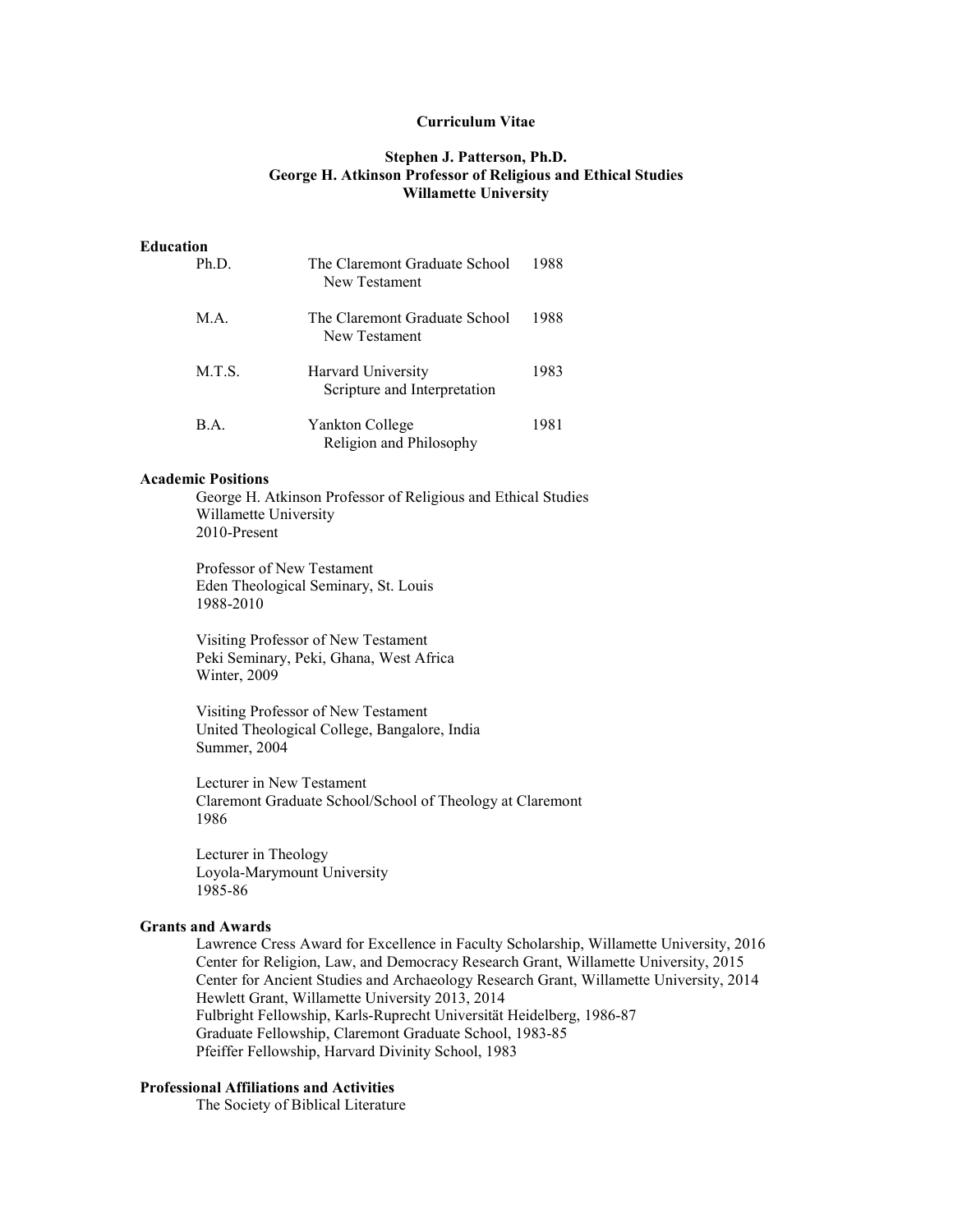**Curriculum Vitae**

**Stephen J. Patterson, Ph.D.**
**George H. Atkinson Professor of Religious and Ethical Studies**
**Willamette University**

**Education**

| Degree | Institution / Field | Year |
|---|---|---|
| Ph.D. | The Claremont Graduate School<br>New Testament | 1988 |
| M.A. | The Claremont Graduate School<br>New Testament | 1988 |
| M.T.S. | Harvard University<br>Scripture and Interpretation | 1983 |
| B.A. | Yankton College<br>Religion and Philosophy | 1981 |

**Academic Positions**

George H. Atkinson Professor of Religious and Ethical Studies
Willamette University
2010-Present

Professor of New Testament
Eden Theological Seminary, St. Louis
1988-2010

Visiting Professor of New Testament
Peki Seminary, Peki, Ghana, West Africa
Winter, 2009

Visiting Professor of New Testament
United Theological College, Bangalore, India
Summer, 2004

Lecturer in New Testament
Claremont Graduate School/School of Theology at Claremont
1986

Lecturer in Theology
Loyola-Marymount University
1985-86

**Grants and Awards**

Lawrence Cress Award for Excellence in Faculty Scholarship, Willamette University, 2016
Center for Religion, Law, and Democracy Research Grant, Willamette University, 2015
Center for Ancient Studies and Archaeology Research Grant, Willamette University, 2014
Hewlett Grant, Willamette University 2013, 2014
Fulbright Fellowship, Karls-Ruprecht Universität Heidelberg, 1986-87
Graduate Fellowship, Claremont Graduate School, 1983-85
Pfeiffer Fellowship, Harvard Divinity School, 1983

**Professional Affiliations and Activities**

The Society of Biblical Literature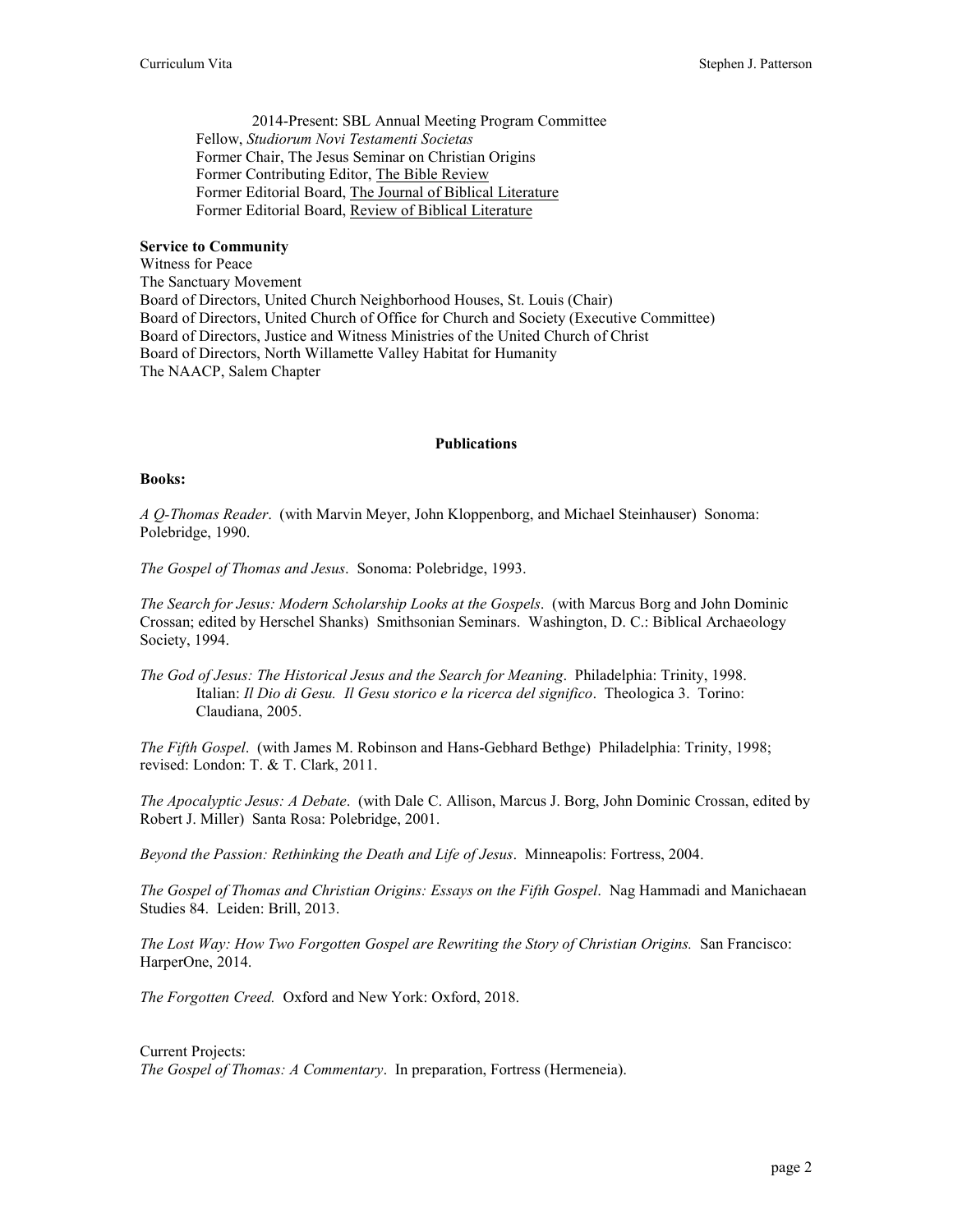2014-Present: SBL Annual Meeting Program Committee
Fellow, *Studiorum Novi Testamenti Societas*
Former Chair, The Jesus Seminar on Christian Origins
Former Contributing Editor, The Bible Review
Former Editorial Board, The Journal of Biblical Literature
Former Editorial Board, Review of Biblical Literature

**Service to Community**

Witness for Peace
The Sanctuary Movement
Board of Directors, United Church Neighborhood Houses, St. Louis (Chair)
Board of Directors, United Church of Office for Church and Society (Executive Committee)
Board of Directors, Justice and Witness Ministries of the United Church of Christ
Board of Directors, North Willamette Valley Habitat for Humanity
The NAACP, Salem Chapter

## Publications

**Books:**

*A Q-Thomas Reader*. (with Marvin Meyer, John Kloppenborg, and Michael Steinhauser) Sonoma: Polebridge, 1990.

*The Gospel of Thomas and Jesus*. Sonoma: Polebridge, 1993.

*The Search for Jesus: Modern Scholarship Looks at the Gospels*. (with Marcus Borg and John Dominic Crossan; edited by Herschel Shanks) Smithsonian Seminars. Washington, D. C.: Biblical Archaeology Society, 1994.

*The God of Jesus: The Historical Jesus and the Search for Meaning*. Philadelphia: Trinity, 1998.
Italian: *Il Dio di Gesu. Il Gesu storico e la ricerca del significo*. Theologica 3. Torino: Claudiana, 2005.

*The Fifth Gospel*. (with James M. Robinson and Hans-Gebhard Bethge) Philadelphia: Trinity, 1998; revised: London: T. & T. Clark, 2011.

*The Apocalyptic Jesus: A Debate*. (with Dale C. Allison, Marcus J. Borg, John Dominic Crossan, edited by Robert J. Miller) Santa Rosa: Polebridge, 2001.

*Beyond the Passion: Rethinking the Death and Life of Jesus*. Minneapolis: Fortress, 2004.

*The Gospel of Thomas and Christian Origins: Essays on the Fifth Gospel*. Nag Hammadi and Manichaean Studies 84. Leiden: Brill, 2013.

*The Lost Way: How Two Forgotten Gospel are Rewriting the Story of Christian Origins.* San Francisco: HarperOne, 2014.

*The Forgotten Creed.* Oxford and New York: Oxford, 2018.

Current Projects:
*The Gospel of Thomas: A Commentary*. In preparation, Fortress (Hermeneia).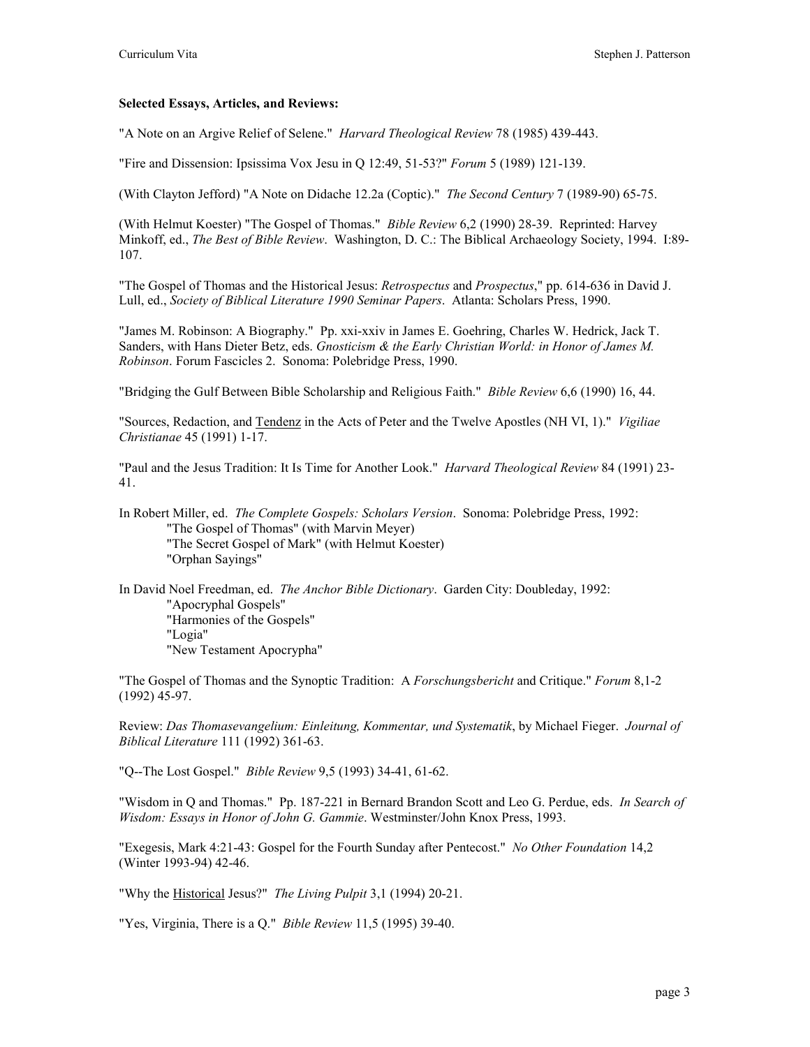**Selected Essays, Articles, and Reviews:**

"A Note on an Argive Relief of Selene." *Harvard Theological Review* 78 (1985) 439-443.

"Fire and Dissension: Ipsissima Vox Jesu in Q 12:49, 51-53?" *Forum* 5 (1989) 121-139.

(With Clayton Jefford) "A Note on Didache 12.2a (Coptic)." *The Second Century* 7 (1989-90) 65-75.

(With Helmut Koester) "The Gospel of Thomas." *Bible Review* 6,2 (1990) 28-39. Reprinted: Harvey Minkoff, ed., *The Best of Bible Review*. Washington, D. C.: The Biblical Archaeology Society, 1994. I:89-107.

"The Gospel of Thomas and the Historical Jesus: *Retrospectus* and *Prospectus*," pp. 614-636 in David J. Lull, ed., *Society of Biblical Literature 1990 Seminar Papers*. Atlanta: Scholars Press, 1990.

"James M. Robinson: A Biography." Pp. xxi-xxiv in James E. Goehring, Charles W. Hedrick, Jack T. Sanders, with Hans Dieter Betz, eds. *Gnosticism & the Early Christian World: in Honor of James M. Robinson*. Forum Fascicles 2. Sonoma: Polebridge Press, 1990.

"Bridging the Gulf Between Bible Scholarship and Religious Faith." *Bible Review* 6,6 (1990) 16, 44.

"Sources, Redaction, and Tendenz in the Acts of Peter and the Twelve Apostles (NH VI, 1)." *Vigiliae Christianae* 45 (1991) 1-17.

"Paul and the Jesus Tradition: It Is Time for Another Look." *Harvard Theological Review* 84 (1991) 23-41.

In Robert Miller, ed. *The Complete Gospels: Scholars Version*. Sonoma: Polebridge Press, 1992:
- "The Gospel of Thomas" (with Marvin Meyer)
- "The Secret Gospel of Mark" (with Helmut Koester)
- "Orphan Sayings"

In David Noel Freedman, ed. *The Anchor Bible Dictionary*. Garden City: Doubleday, 1992:
- "Apocryphal Gospels"
- "Harmonies of the Gospels"
- "Logia"
- "New Testament Apocrypha"

"The Gospel of Thomas and the Synoptic Tradition: A *Forschungsbericht* and Critique." *Forum* 8,1-2 (1992) 45-97.

Review: *Das Thomasevangelium: Einleitung, Kommentar, und Systematik*, by Michael Fieger. *Journal of Biblical Literature* 111 (1992) 361-63.

"Q--The Lost Gospel." *Bible Review* 9,5 (1993) 34-41, 61-62.

"Wisdom in Q and Thomas." Pp. 187-221 in Bernard Brandon Scott and Leo G. Perdue, eds. *In Search of Wisdom: Essays in Honor of John G. Gammie*. Westminster/John Knox Press, 1993.

"Exegesis, Mark 4:21-43: Gospel for the Fourth Sunday after Pentecost." *No Other Foundation* 14,2 (Winter 1993-94) 42-46.

"Why the Historical Jesus?" *The Living Pulpit* 3,1 (1994) 20-21.

"Yes, Virginia, There is a Q." *Bible Review* 11,5 (1995) 39-40.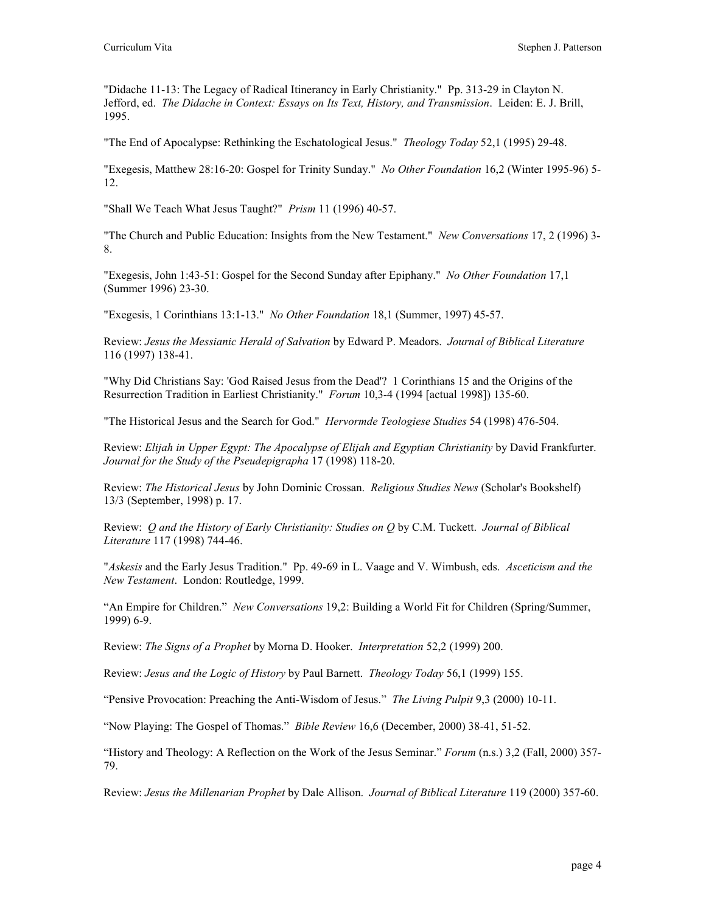"Didache 11-13: The Legacy of Radical Itinerancy in Early Christianity." Pp. 313-29 in Clayton N. Jefford, ed. *The Didache in Context: Essays on Its Text, History, and Transmission*. Leiden: E. J. Brill, 1995.

"The End of Apocalypse: Rethinking the Eschatological Jesus." *Theology Today* 52,1 (1995) 29-48.

"Exegesis, Matthew 28:16-20: Gospel for Trinity Sunday." *No Other Foundation* 16,2 (Winter 1995-96) 5-12.

"Shall We Teach What Jesus Taught?" *Prism* 11 (1996) 40-57.

"The Church and Public Education: Insights from the New Testament." *New Conversations* 17, 2 (1996) 3-8.

"Exegesis, John 1:43-51: Gospel for the Second Sunday after Epiphany." *No Other Foundation* 17,1 (Summer 1996) 23-30.

"Exegesis, 1 Corinthians 13:1-13." *No Other Foundation* 18,1 (Summer, 1997) 45-57.

Review: *Jesus the Messianic Herald of Salvation* by Edward P. Meadors. *Journal of Biblical Literature* 116 (1997) 138-41.

"Why Did Christians Say: 'God Raised Jesus from the Dead'? 1 Corinthians 15 and the Origins of the Resurrection Tradition in Earliest Christianity." *Forum* 10,3-4 (1994 [actual 1998]) 135-60.

"The Historical Jesus and the Search for God." *Hervormde Teologiese Studies* 54 (1998) 476-504.

Review: *Elijah in Upper Egypt: The Apocalypse of Elijah and Egyptian Christianity* by David Frankfurter. *Journal for the Study of the Pseudepigrapha* 17 (1998) 118-20.

Review: *The Historical Jesus* by John Dominic Crossan. *Religious Studies News* (Scholar's Bookshelf) 13/3 (September, 1998) p. 17.

Review: *Q and the History of Early Christianity: Studies on Q* by C.M. Tuckett. *Journal of Biblical Literature* 117 (1998) 744-46.

"*Askesis* and the Early Jesus Tradition." Pp. 49-69 in L. Vaage and V. Wimbush, eds. *Asceticism and the New Testament*. London: Routledge, 1999.

"An Empire for Children." *New Conversations* 19,2: Building a World Fit for Children (Spring/Summer, 1999) 6-9.

Review: *The Signs of a Prophet* by Morna D. Hooker. *Interpretation* 52,2 (1999) 200.

Review: *Jesus and the Logic of History* by Paul Barnett. *Theology Today* 56,1 (1999) 155.

"Pensive Provocation: Preaching the Anti-Wisdom of Jesus." *The Living Pulpit* 9,3 (2000) 10-11.

"Now Playing: The Gospel of Thomas." *Bible Review* 16,6 (December, 2000) 38-41, 51-52.

"History and Theology: A Reflection on the Work of the Jesus Seminar." *Forum* (n.s.) 3,2 (Fall, 2000) 357-79.

Review: *Jesus the Millenarian Prophet* by Dale Allison. *Journal of Biblical Literature* 119 (2000) 357-60.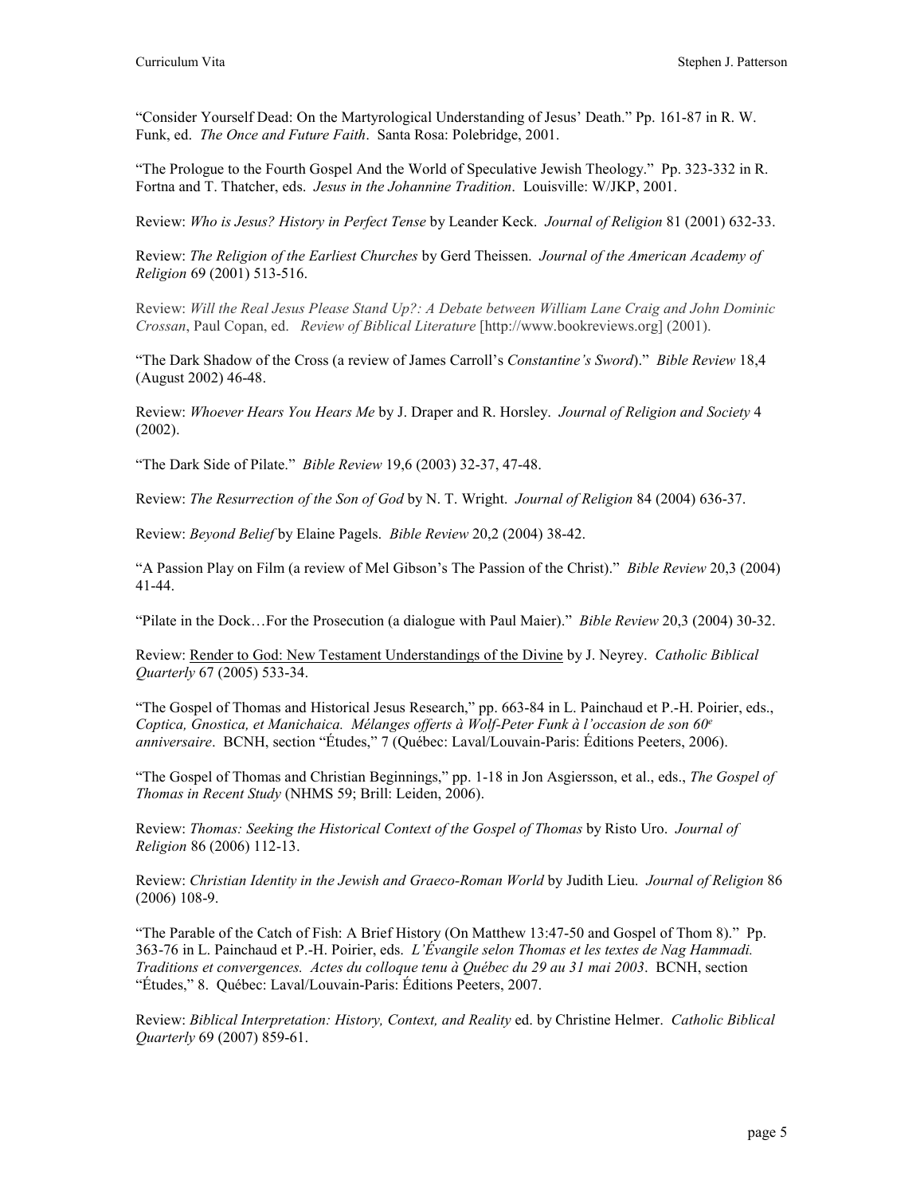"Consider Yourself Dead: On the Martyrological Understanding of Jesus' Death." Pp. 161-87 in R. W. Funk, ed. *The Once and Future Faith*. Santa Rosa: Polebridge, 2001.

"The Prologue to the Fourth Gospel And the World of Speculative Jewish Theology." Pp. 323-332 in R. Fortna and T. Thatcher, eds. *Jesus in the Johannine Tradition*. Louisville: W/JKP, 2001.

Review: *Who is Jesus? History in Perfect Tense* by Leander Keck. *Journal of Religion* 81 (2001) 632-33.

Review: *The Religion of the Earliest Churches* by Gerd Theissen. *Journal of the American Academy of Religion* 69 (2001) 513-516.

Review: *Will the Real Jesus Please Stand Up?: A Debate between William Lane Craig and John Dominic Crossan*, Paul Copan, ed. *Review of Biblical Literature* [http://www.bookreviews.org] (2001).

"The Dark Shadow of the Cross (a review of James Carroll's *Constantine's Sword*)." *Bible Review* 18,4 (August 2002) 46-48.

Review: *Whoever Hears You Hears Me* by J. Draper and R. Horsley. *Journal of Religion and Society* 4 (2002).

"The Dark Side of Pilate." *Bible Review* 19,6 (2003) 32-37, 47-48.

Review: *The Resurrection of the Son of God* by N. T. Wright. *Journal of Religion* 84 (2004) 636-37.

Review: *Beyond Belief* by Elaine Pagels. *Bible Review* 20,2 (2004) 38-42.

"A Passion Play on Film (a review of Mel Gibson's The Passion of the Christ)." *Bible Review* 20,3 (2004) 41-44.

"Pilate in the Dock…For the Prosecution (a dialogue with Paul Maier)." *Bible Review* 20,3 (2004) 30-32.

Review: Render to God: New Testament Understandings of the Divine by J. Neyrey. *Catholic Biblical Quarterly* 67 (2005) 533-34.

"The Gospel of Thomas and Historical Jesus Research," pp. 663-84 in L. Painchaud et P.-H. Poirier, eds., *Coptica, Gnostica, et Manichaica. Mélanges offerts à Wolf-Peter Funk à l'occasion de son 60e anniversaire*. BCNH, section "Études," 7 (Québec: Laval/Louvain-Paris: Éditions Peeters, 2006).

"The Gospel of Thomas and Christian Beginnings," pp. 1-18 in Jon Asgiersson, et al., eds., *The Gospel of Thomas in Recent Study* (NHMS 59; Brill: Leiden, 2006).

Review: *Thomas: Seeking the Historical Context of the Gospel of Thomas* by Risto Uro. *Journal of Religion* 86 (2006) 112-13.

Review: *Christian Identity in the Jewish and Graeco-Roman World* by Judith Lieu. *Journal of Religion* 86 (2006) 108-9.

"The Parable of the Catch of Fish: A Brief History (On Matthew 13:47-50 and Gospel of Thom 8)." Pp. 363-76 in L. Painchaud et P.-H. Poirier, eds. *L'Évangile selon Thomas et les textes de Nag Hammadi. Traditions et convergences. Actes du colloque tenu à Québec du 29 au 31 mai 2003*. BCNH, section "Études," 8. Québec: Laval/Louvain-Paris: Éditions Peeters, 2007.

Review: *Biblical Interpretation: History, Context, and Reality* ed. by Christine Helmer. *Catholic Biblical Quarterly* 69 (2007) 859-61.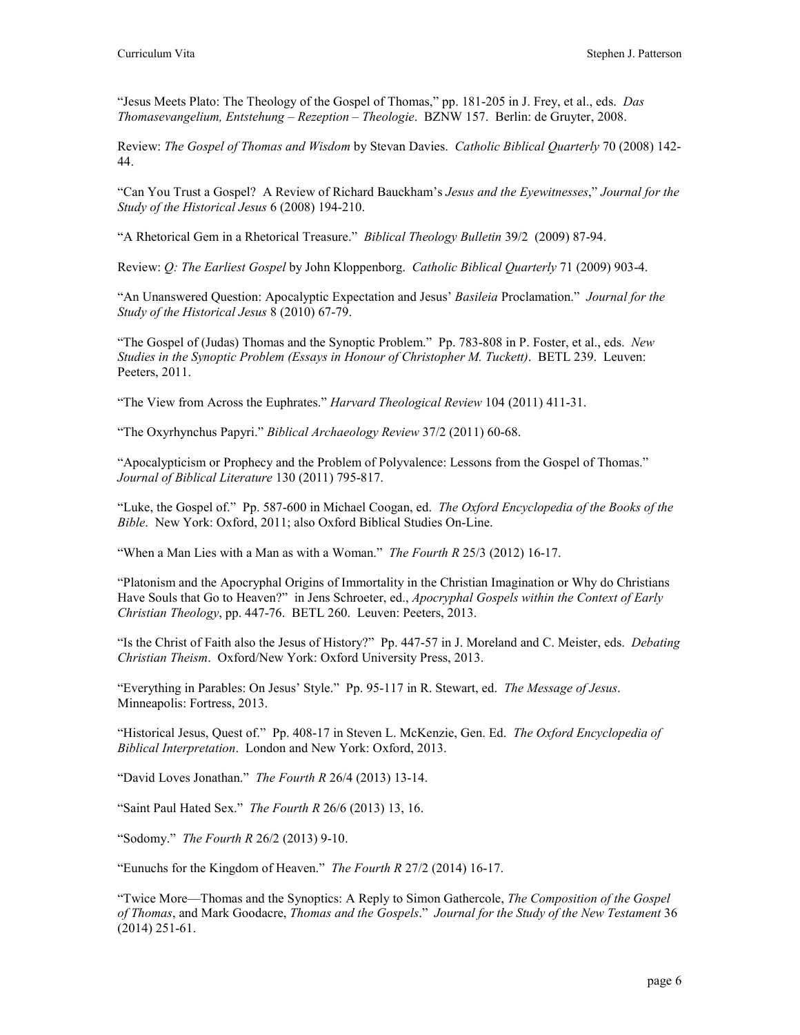"Jesus Meets Plato: The Theology of the Gospel of Thomas," pp. 181-205 in J. Frey, et al., eds. *Das Thomasevangelium, Entstehung – Rezeption – Theologie*. BZNW 157. Berlin: de Gruyter, 2008.

Review: *The Gospel of Thomas and Wisdom* by Stevan Davies. *Catholic Biblical Quarterly* 70 (2008) 142-44.

"Can You Trust a Gospel? A Review of Richard Bauckham's *Jesus and the Eyewitnesses*," *Journal for the Study of the Historical Jesus* 6 (2008) 194-210.

"A Rhetorical Gem in a Rhetorical Treasure." *Biblical Theology Bulletin* 39/2 (2009) 87-94.

Review: *Q: The Earliest Gospel* by John Kloppenborg. *Catholic Biblical Quarterly* 71 (2009) 903-4.

"An Unanswered Question: Apocalyptic Expectation and Jesus' *Basileia* Proclamation." *Journal for the Study of the Historical Jesus* 8 (2010) 67-79.

"The Gospel of (Judas) Thomas and the Synoptic Problem." Pp. 783-808 in P. Foster, et al., eds. *New Studies in the Synoptic Problem (Essays in Honour of Christopher M. Tuckett)*. BETL 239. Leuven: Peeters, 2011.

"The View from Across the Euphrates." *Harvard Theological Review* 104 (2011) 411-31.

"The Oxyrhynchus Papyri." *Biblical Archaeology Review* 37/2 (2011) 60-68.

"Apocalypticism or Prophecy and the Problem of Polyvalence: Lessons from the Gospel of Thomas." *Journal of Biblical Literature* 130 (2011) 795-817.

"Luke, the Gospel of." Pp. 587-600 in Michael Coogan, ed. *The Oxford Encyclopedia of the Books of the Bible*. New York: Oxford, 2011; also Oxford Biblical Studies On-Line.

"When a Man Lies with a Man as with a Woman." *The Fourth R* 25/3 (2012) 16-17.

"Platonism and the Apocryphal Origins of Immortality in the Christian Imagination or Why do Christians Have Souls that Go to Heaven?" in Jens Schroeter, ed., *Apocryphal Gospels within the Context of Early Christian Theology*, pp. 447-76. BETL 260. Leuven: Peeters, 2013.

"Is the Christ of Faith also the Jesus of History?" Pp. 447-57 in J. Moreland and C. Meister, eds. *Debating Christian Theism*. Oxford/New York: Oxford University Press, 2013.

"Everything in Parables: On Jesus' Style." Pp. 95-117 in R. Stewart, ed. *The Message of Jesus*. Minneapolis: Fortress, 2013.

"Historical Jesus, Quest of." Pp. 408-17 in Steven L. McKenzie, Gen. Ed. *The Oxford Encyclopedia of Biblical Interpretation*. London and New York: Oxford, 2013.

"David Loves Jonathan." *The Fourth R* 26/4 (2013) 13-14.

"Saint Paul Hated Sex." *The Fourth R* 26/6 (2013) 13, 16.

"Sodomy." *The Fourth R* 26/2 (2013) 9-10.

"Eunuchs for the Kingdom of Heaven." *The Fourth R* 27/2 (2014) 16-17.

"Twice More—Thomas and the Synoptics: A Reply to Simon Gathercole, *The Composition of the Gospel of Thomas*, and Mark Goodacre, *Thomas and the Gospels*." *Journal for the Study of the New Testament* 36 (2014) 251-61.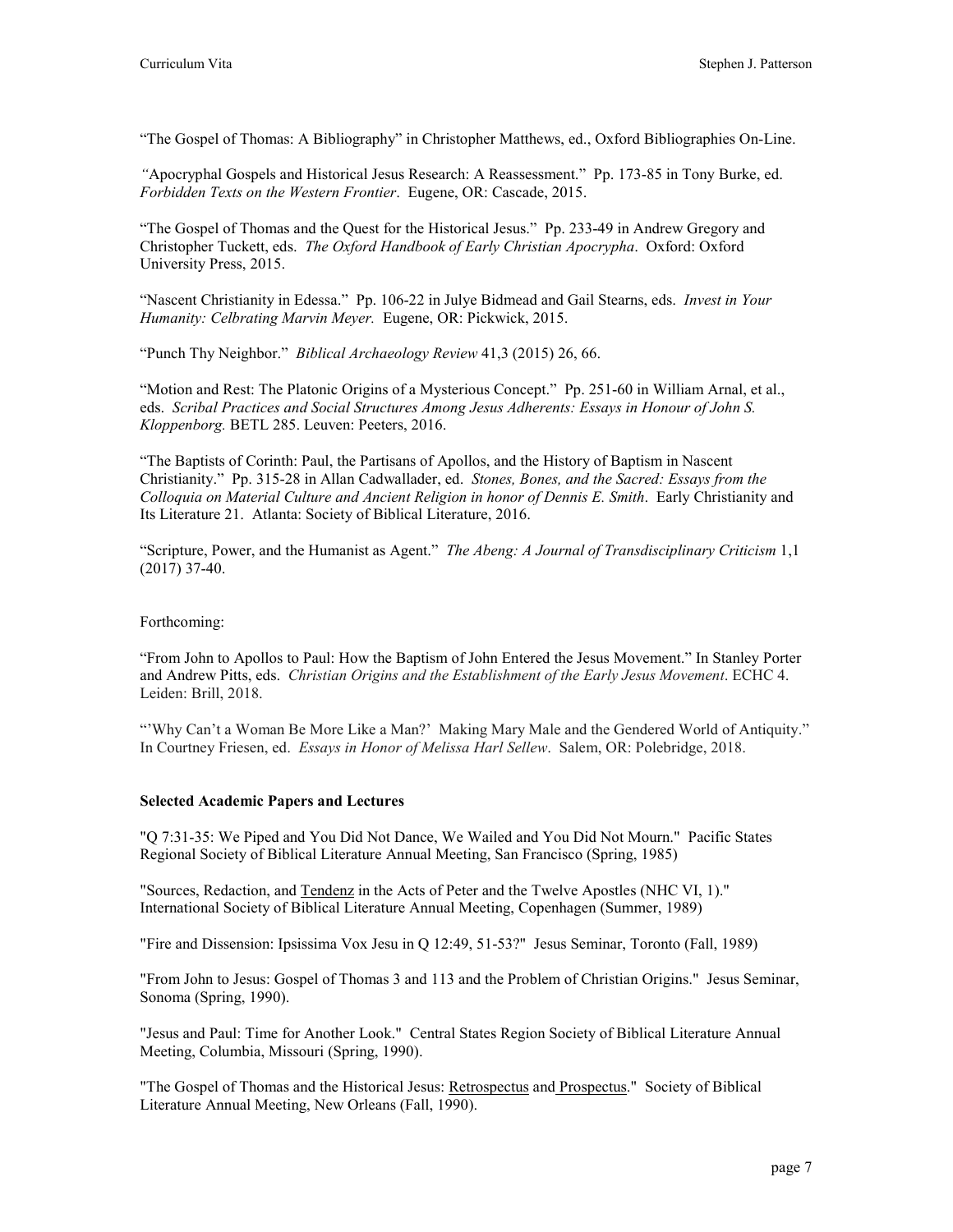"The Gospel of Thomas: A Bibliography" in Christopher Matthews, ed., Oxford Bibliographies On-Line.

*"*Apocryphal Gospels and Historical Jesus Research: A Reassessment." Pp. 173-85 in Tony Burke, ed. *Forbidden Texts on the Western Frontier*. Eugene, OR: Cascade, 2015.

"The Gospel of Thomas and the Quest for the Historical Jesus." Pp. 233-49 in Andrew Gregory and Christopher Tuckett, eds. *The Oxford Handbook of Early Christian Apocrypha*. Oxford: Oxford University Press, 2015.

"Nascent Christianity in Edessa." Pp. 106-22 in Julye Bidmead and Gail Stearns, eds. *Invest in Your Humanity: Celbrating Marvin Meyer.* Eugene, OR: Pickwick, 2015.

"Punch Thy Neighbor." *Biblical Archaeology Review* 41,3 (2015) 26, 66.

"Motion and Rest: The Platonic Origins of a Mysterious Concept." Pp. 251-60 in William Arnal, et al., eds. *Scribal Practices and Social Structures Among Jesus Adherents: Essays in Honour of John S. Kloppenborg.* BETL 285. Leuven: Peeters, 2016.

"The Baptists of Corinth: Paul, the Partisans of Apollos, and the History of Baptism in Nascent Christianity." Pp. 315-28 in Allan Cadwallader, ed. *Stones, Bones, and the Sacred: Essays from the Colloquia on Material Culture and Ancient Religion in honor of Dennis E. Smith*. Early Christianity and Its Literature 21. Atlanta: Society of Biblical Literature, 2016.

"Scripture, Power, and the Humanist as Agent." *The Abeng: A Journal of Transdisciplinary Criticism* 1,1 (2017) 37-40.

Forthcoming:

"From John to Apollos to Paul: How the Baptism of John Entered the Jesus Movement." In Stanley Porter and Andrew Pitts, eds. *Christian Origins and the Establishment of the Early Jesus Movement*. ECHC 4. Leiden: Brill, 2018.

"'Why Can't a Woman Be More Like a Man?' Making Mary Male and the Gendered World of Antiquity." In Courtney Friesen, ed. *Essays in Honor of Melissa Harl Sellew*. Salem, OR: Polebridge, 2018.

**Selected Academic Papers and Lectures**

"Q 7:31-35: We Piped and You Did Not Dance, We Wailed and You Did Not Mourn." Pacific States Regional Society of Biblical Literature Annual Meeting, San Francisco (Spring, 1985)

"Sources, Redaction, and Tendenz in the Acts of Peter and the Twelve Apostles (NHC VI, 1)." International Society of Biblical Literature Annual Meeting, Copenhagen (Summer, 1989)

"Fire and Dissension: Ipsissima Vox Jesu in Q 12:49, 51-53?" Jesus Seminar, Toronto (Fall, 1989)

"From John to Jesus: Gospel of Thomas 3 and 113 and the Problem of Christian Origins." Jesus Seminar, Sonoma (Spring, 1990).

"Jesus and Paul: Time for Another Look." Central States Region Society of Biblical Literature Annual Meeting, Columbia, Missouri (Spring, 1990).

"The Gospel of Thomas and the Historical Jesus: Retrospectus and Prospectus." Society of Biblical Literature Annual Meeting, New Orleans (Fall, 1990).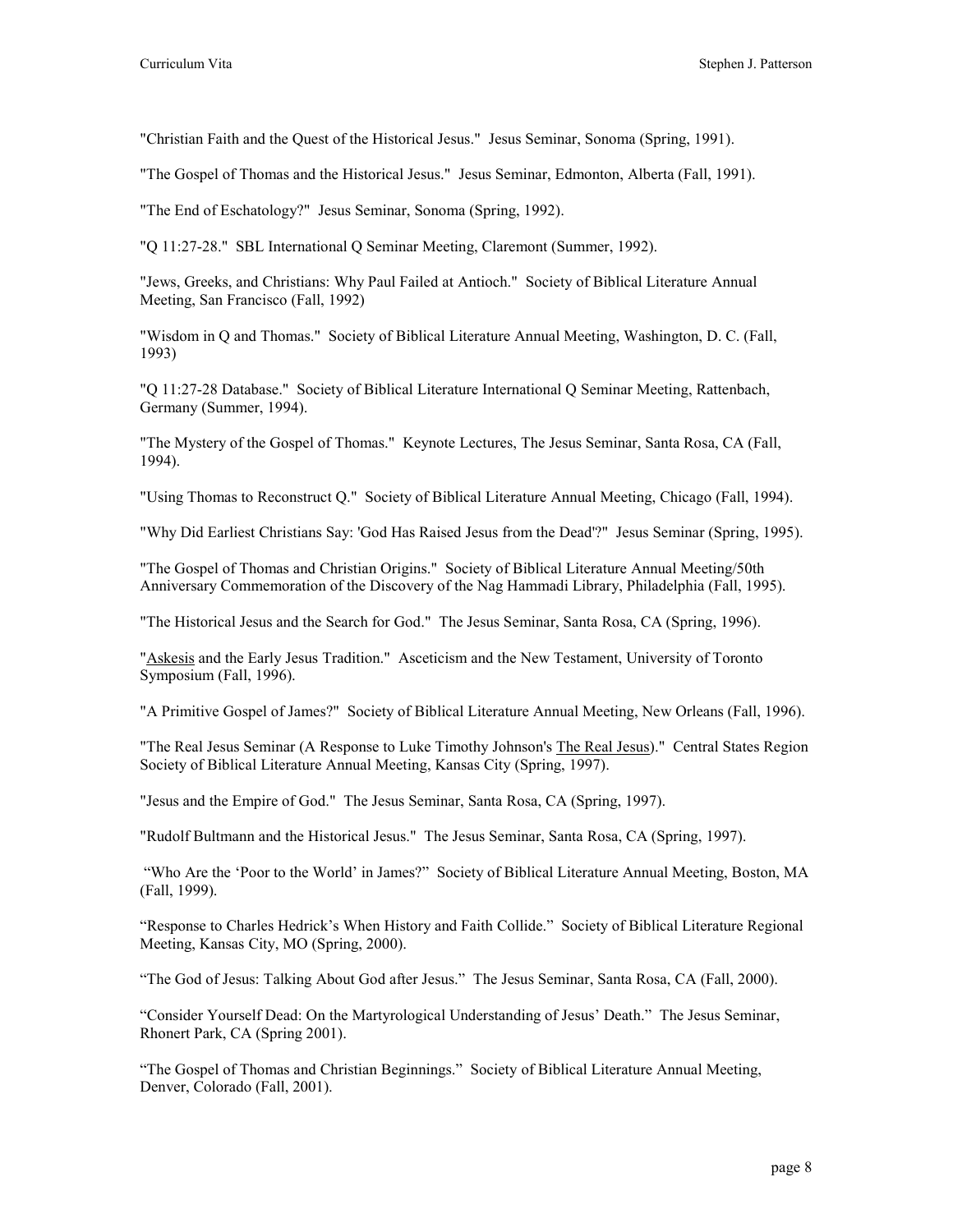"Christian Faith and the Quest of the Historical Jesus." Jesus Seminar, Sonoma (Spring, 1991).

"The Gospel of Thomas and the Historical Jesus." Jesus Seminar, Edmonton, Alberta (Fall, 1991).

"The End of Eschatology?" Jesus Seminar, Sonoma (Spring, 1992).

"Q 11:27-28." SBL International Q Seminar Meeting, Claremont (Summer, 1992).

"Jews, Greeks, and Christians: Why Paul Failed at Antioch." Society of Biblical Literature Annual Meeting, San Francisco (Fall, 1992)

"Wisdom in Q and Thomas." Society of Biblical Literature Annual Meeting, Washington, D. C. (Fall, 1993)

"Q 11:27-28 Database." Society of Biblical Literature International Q Seminar Meeting, Rattenbach, Germany (Summer, 1994).

"The Mystery of the Gospel of Thomas." Keynote Lectures, The Jesus Seminar, Santa Rosa, CA (Fall, 1994).

"Using Thomas to Reconstruct Q." Society of Biblical Literature Annual Meeting, Chicago (Fall, 1994).

"Why Did Earliest Christians Say: 'God Has Raised Jesus from the Dead'?" Jesus Seminar (Spring, 1995).

"The Gospel of Thomas and Christian Origins." Society of Biblical Literature Annual Meeting/50th Anniversary Commemoration of the Discovery of the Nag Hammadi Library, Philadelphia (Fall, 1995).

"The Historical Jesus and the Search for God." The Jesus Seminar, Santa Rosa, CA (Spring, 1996).

"Askesis and the Early Jesus Tradition." Asceticism and the New Testament, University of Toronto Symposium (Fall, 1996).

"A Primitive Gospel of James?" Society of Biblical Literature Annual Meeting, New Orleans (Fall, 1996).

"The Real Jesus Seminar (A Response to Luke Timothy Johnson's The Real Jesus)." Central States Region Society of Biblical Literature Annual Meeting, Kansas City (Spring, 1997).

"Jesus and the Empire of God." The Jesus Seminar, Santa Rosa, CA (Spring, 1997).

"Rudolf Bultmann and the Historical Jesus." The Jesus Seminar, Santa Rosa, CA (Spring, 1997).

"Who Are the 'Poor to the World' in James?" Society of Biblical Literature Annual Meeting, Boston, MA (Fall, 1999).

"Response to Charles Hedrick's When History and Faith Collide." Society of Biblical Literature Regional Meeting, Kansas City, MO (Spring, 2000).

"The God of Jesus: Talking About God after Jesus." The Jesus Seminar, Santa Rosa, CA (Fall, 2000).

"Consider Yourself Dead: On the Martyrological Understanding of Jesus' Death." The Jesus Seminar, Rhonert Park, CA (Spring 2001).

"The Gospel of Thomas and Christian Beginnings." Society of Biblical Literature Annual Meeting, Denver, Colorado (Fall, 2001).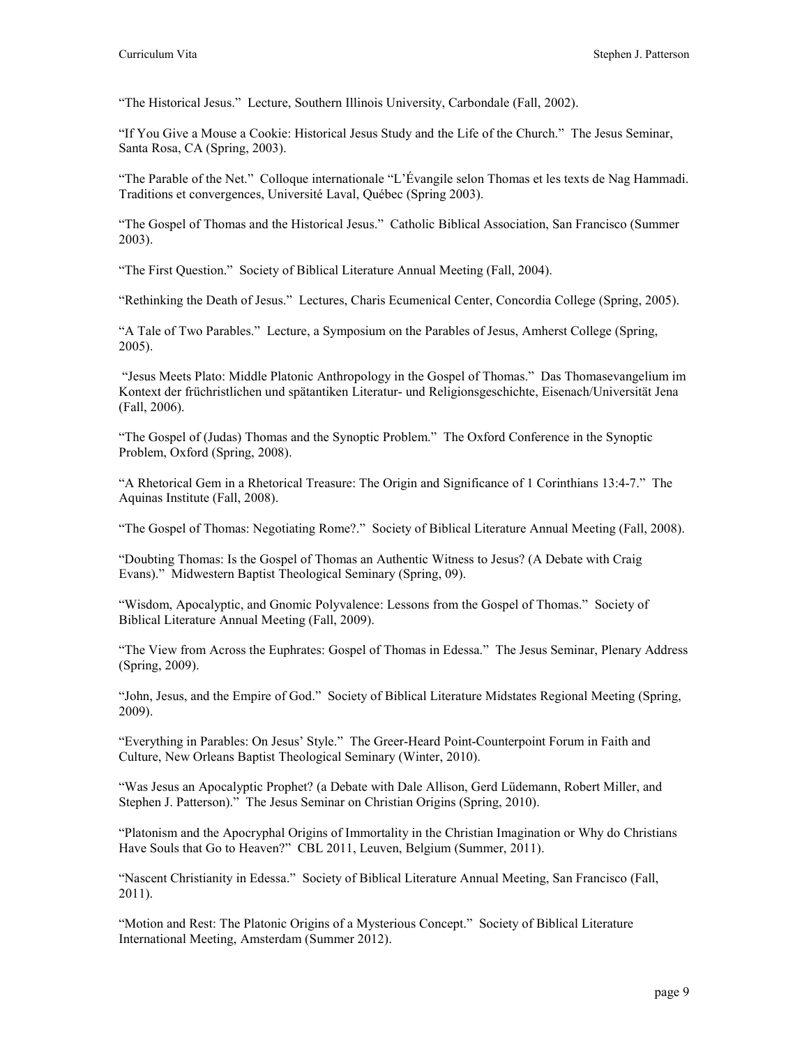"The Historical Jesus." Lecture, Southern Illinois University, Carbondale (Fall, 2002).

"If You Give a Mouse a Cookie: Historical Jesus Study and the Life of the Church." The Jesus Seminar, Santa Rosa, CA (Spring, 2003).

"The Parable of the Net." Colloque internationale "L'Évangile selon Thomas et les texts de Nag Hammadi. Traditions et convergences, Université Laval, Québec (Spring 2003).

"The Gospel of Thomas and the Historical Jesus." Catholic Biblical Association, San Francisco (Summer 2003).

"The First Question." Society of Biblical Literature Annual Meeting (Fall, 2004).

"Rethinking the Death of Jesus." Lectures, Charis Ecumenical Center, Concordia College (Spring, 2005).

"A Tale of Two Parables." Lecture, a Symposium on the Parables of Jesus, Amherst College (Spring, 2005).

"Jesus Meets Plato: Middle Platonic Anthropology in the Gospel of Thomas." Das Thomasevangelium im Kontext der früchristlichen und spätantiken Literatur- und Religionsgeschichte, Eisenach/Universität Jena (Fall, 2006).

"The Gospel of (Judas) Thomas and the Synoptic Problem." The Oxford Conference in the Synoptic Problem, Oxford (Spring, 2008).

"A Rhetorical Gem in a Rhetorical Treasure: The Origin and Significance of 1 Corinthians 13:4-7." The Aquinas Institute (Fall, 2008).

"The Gospel of Thomas: Negotiating Rome?." Society of Biblical Literature Annual Meeting (Fall, 2008).

"Doubting Thomas: Is the Gospel of Thomas an Authentic Witness to Jesus? (A Debate with Craig Evans)." Midwestern Baptist Theological Seminary (Spring, 09).

"Wisdom, Apocalyptic, and Gnomic Polyvalence: Lessons from the Gospel of Thomas." Society of Biblical Literature Annual Meeting (Fall, 2009).

"The View from Across the Euphrates: Gospel of Thomas in Edessa." The Jesus Seminar, Plenary Address (Spring, 2009).

"John, Jesus, and the Empire of God." Society of Biblical Literature Midstates Regional Meeting (Spring, 2009).

"Everything in Parables: On Jesus' Style." The Greer-Heard Point-Counterpoint Forum in Faith and Culture, New Orleans Baptist Theological Seminary (Winter, 2010).

"Was Jesus an Apocalyptic Prophet? (a Debate with Dale Allison, Gerd Lüdemann, Robert Miller, and Stephen J. Patterson)." The Jesus Seminar on Christian Origins (Spring, 2010).

"Platonism and the Apocryphal Origins of Immortality in the Christian Imagination or Why do Christians Have Souls that Go to Heaven?" CBL 2011, Leuven, Belgium (Summer, 2011).

"Nascent Christianity in Edessa." Society of Biblical Literature Annual Meeting, San Francisco (Fall, 2011).

"Motion and Rest: The Platonic Origins of a Mysterious Concept." Society of Biblical Literature International Meeting, Amsterdam (Summer 2012).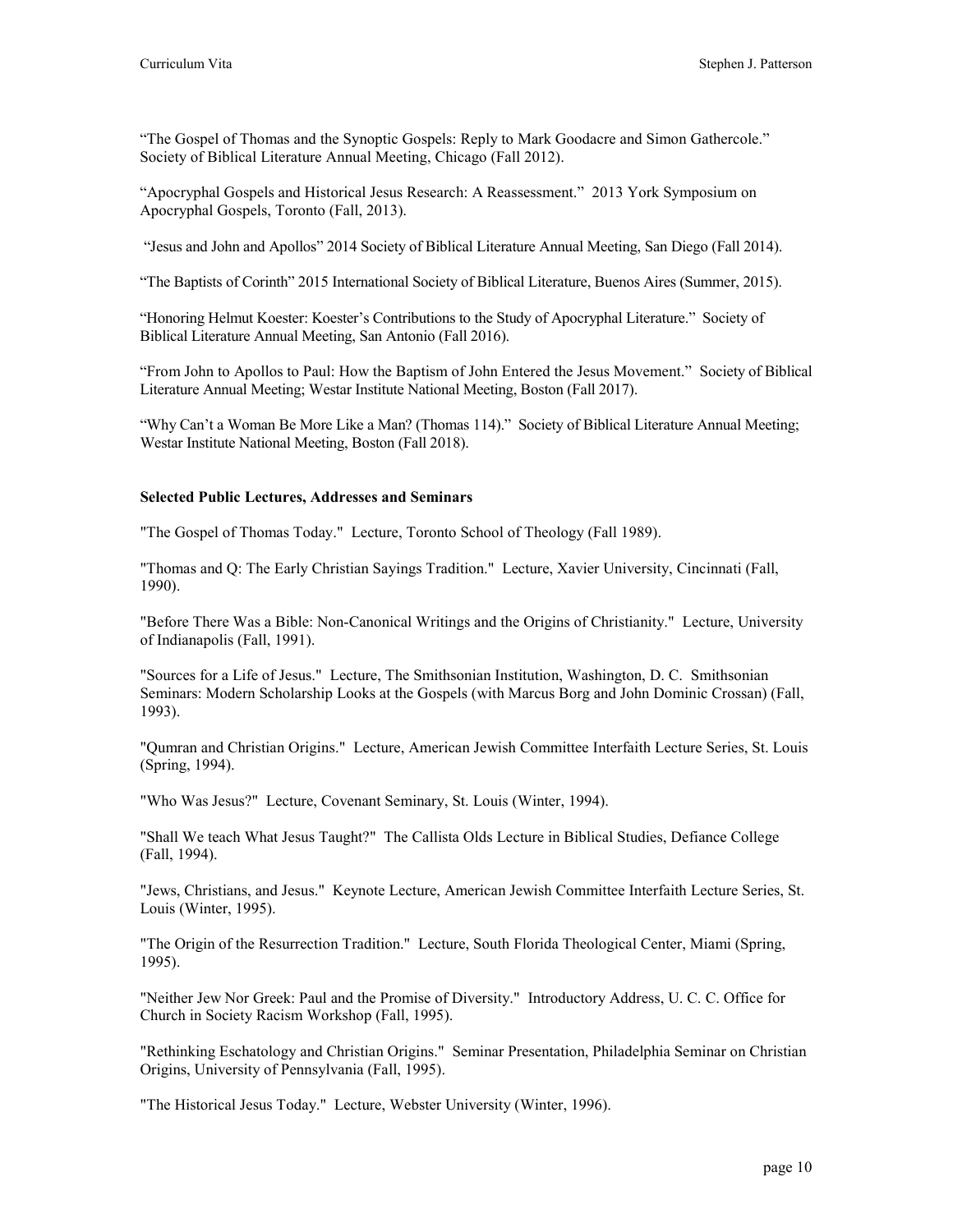"The Gospel of Thomas and the Synoptic Gospels: Reply to Mark Goodacre and Simon Gathercole." Society of Biblical Literature Annual Meeting, Chicago (Fall 2012).

"Apocryphal Gospels and Historical Jesus Research: A Reassessment." 2013 York Symposium on Apocryphal Gospels, Toronto (Fall, 2013).

"Jesus and John and Apollos" 2014 Society of Biblical Literature Annual Meeting, San Diego (Fall 2014).

"The Baptists of Corinth" 2015 International Society of Biblical Literature, Buenos Aires (Summer, 2015).

"Honoring Helmut Koester: Koester's Contributions to the Study of Apocryphal Literature." Society of Biblical Literature Annual Meeting, San Antonio (Fall 2016).

"From John to Apollos to Paul: How the Baptism of John Entered the Jesus Movement." Society of Biblical Literature Annual Meeting; Westar Institute National Meeting, Boston (Fall 2017).

"Why Can't a Woman Be More Like a Man? (Thomas 114)." Society of Biblical Literature Annual Meeting; Westar Institute National Meeting, Boston (Fall 2018).

**Selected Public Lectures, Addresses and Seminars**

"The Gospel of Thomas Today." Lecture, Toronto School of Theology (Fall 1989).

"Thomas and Q: The Early Christian Sayings Tradition." Lecture, Xavier University, Cincinnati (Fall, 1990).

"Before There Was a Bible: Non-Canonical Writings and the Origins of Christianity." Lecture, University of Indianapolis (Fall, 1991).

"Sources for a Life of Jesus." Lecture, The Smithsonian Institution, Washington, D. C. Smithsonian Seminars: Modern Scholarship Looks at the Gospels (with Marcus Borg and John Dominic Crossan) (Fall, 1993).

"Qumran and Christian Origins." Lecture, American Jewish Committee Interfaith Lecture Series, St. Louis (Spring, 1994).

"Who Was Jesus?" Lecture, Covenant Seminary, St. Louis (Winter, 1994).

"Shall We teach What Jesus Taught?" The Callista Olds Lecture in Biblical Studies, Defiance College (Fall, 1994).

"Jews, Christians, and Jesus." Keynote Lecture, American Jewish Committee Interfaith Lecture Series, St. Louis (Winter, 1995).

"The Origin of the Resurrection Tradition." Lecture, South Florida Theological Center, Miami (Spring, 1995).

"Neither Jew Nor Greek: Paul and the Promise of Diversity." Introductory Address, U. C. C. Office for Church in Society Racism Workshop (Fall, 1995).

"Rethinking Eschatology and Christian Origins." Seminar Presentation, Philadelphia Seminar on Christian Origins, University of Pennsylvania (Fall, 1995).

"The Historical Jesus Today." Lecture, Webster University (Winter, 1996).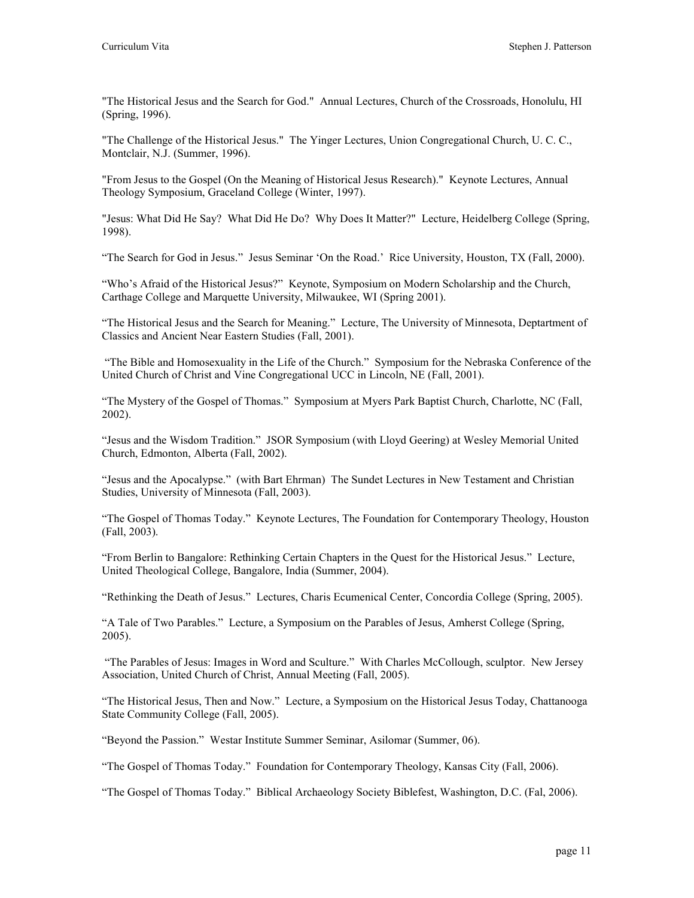"The Historical Jesus and the Search for God." Annual Lectures, Church of the Crossroads, Honolulu, HI (Spring, 1996).

"The Challenge of the Historical Jesus." The Yinger Lectures, Union Congregational Church, U. C. C., Montclair, N.J. (Summer, 1996).

"From Jesus to the Gospel (On the Meaning of Historical Jesus Research)." Keynote Lectures, Annual Theology Symposium, Graceland College (Winter, 1997).

"Jesus: What Did He Say? What Did He Do? Why Does It Matter?" Lecture, Heidelberg College (Spring, 1998).

“The Search for God in Jesus.” Jesus Seminar ‘On the Road.’ Rice University, Houston, TX (Fall, 2000).

“Who’s Afraid of the Historical Jesus?” Keynote, Symposium on Modern Scholarship and the Church, Carthage College and Marquette University, Milwaukee, WI (Spring 2001).

“The Historical Jesus and the Search for Meaning.” Lecture, The University of Minnesota, Deptartment of Classics and Ancient Near Eastern Studies (Fall, 2001).

“The Bible and Homosexuality in the Life of the Church.” Symposium for the Nebraska Conference of the United Church of Christ and Vine Congregational UCC in Lincoln, NE (Fall, 2001).

“The Mystery of the Gospel of Thomas.” Symposium at Myers Park Baptist Church, Charlotte, NC (Fall, 2002).

“Jesus and the Wisdom Tradition.” JSOR Symposium (with Lloyd Geering) at Wesley Memorial United Church, Edmonton, Alberta (Fall, 2002).

“Jesus and the Apocalypse.” (with Bart Ehrman) The Sundet Lectures in New Testament and Christian Studies, University of Minnesota (Fall, 2003).

“The Gospel of Thomas Today.” Keynote Lectures, The Foundation for Contemporary Theology, Houston (Fall, 2003).

“From Berlin to Bangalore: Rethinking Certain Chapters in the Quest for the Historical Jesus.” Lecture, United Theological College, Bangalore, India (Summer, 2004).

“Rethinking the Death of Jesus.” Lectures, Charis Ecumenical Center, Concordia College (Spring, 2005).

“A Tale of Two Parables.” Lecture, a Symposium on the Parables of Jesus, Amherst College (Spring, 2005).

“The Parables of Jesus: Images in Word and Sculture.” With Charles McCollough, sculptor. New Jersey Association, United Church of Christ, Annual Meeting (Fall, 2005).

“The Historical Jesus, Then and Now.” Lecture, a Symposium on the Historical Jesus Today, Chattanooga State Community College (Fall, 2005).

“Beyond the Passion.” Westar Institute Summer Seminar, Asilomar (Summer, 06).

“The Gospel of Thomas Today.” Foundation for Contemporary Theology, Kansas City (Fall, 2006).

“The Gospel of Thomas Today.” Biblical Archaeology Society Biblefest, Washington, D.C. (Fal, 2006).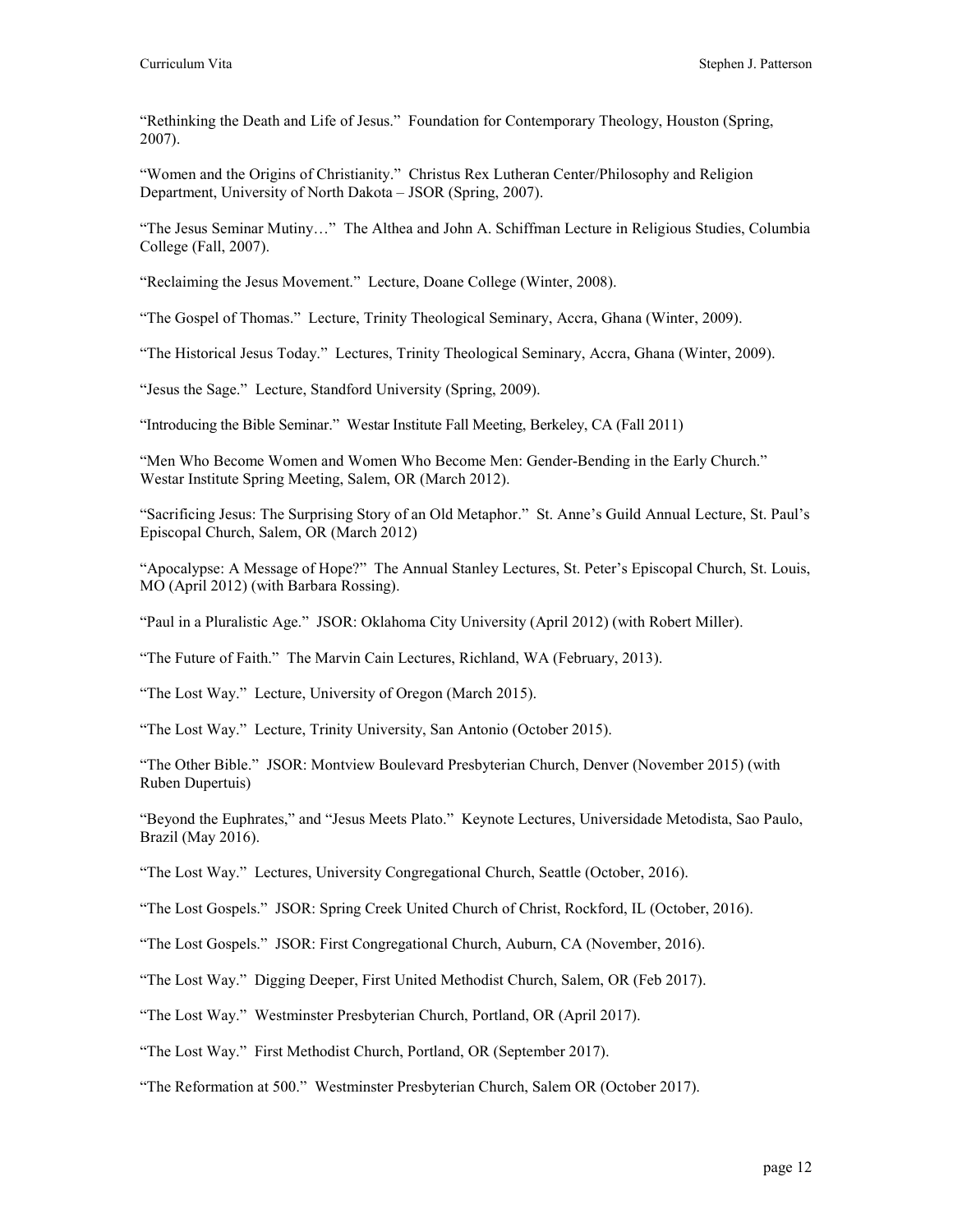"Rethinking the Death and Life of Jesus." Foundation for Contemporary Theology, Houston (Spring, 2007).

"Women and the Origins of Christianity." Christus Rex Lutheran Center/Philosophy and Religion Department, University of North Dakota – JSOR (Spring, 2007).

"The Jesus Seminar Mutiny…" The Althea and John A. Schiffman Lecture in Religious Studies, Columbia College (Fall, 2007).

"Reclaiming the Jesus Movement." Lecture, Doane College (Winter, 2008).

"The Gospel of Thomas." Lecture, Trinity Theological Seminary, Accra, Ghana (Winter, 2009).

"The Historical Jesus Today." Lectures, Trinity Theological Seminary, Accra, Ghana (Winter, 2009).

"Jesus the Sage." Lecture, Standford University (Spring, 2009).

"Introducing the Bible Seminar." Westar Institute Fall Meeting, Berkeley, CA (Fall 2011)

"Men Who Become Women and Women Who Become Men: Gender-Bending in the Early Church." Westar Institute Spring Meeting, Salem, OR (March 2012).

"Sacrificing Jesus: The Surprising Story of an Old Metaphor." St. Anne's Guild Annual Lecture, St. Paul's Episcopal Church, Salem, OR (March 2012)

"Apocalypse: A Message of Hope?" The Annual Stanley Lectures, St. Peter's Episcopal Church, St. Louis, MO (April 2012) (with Barbara Rossing).

"Paul in a Pluralistic Age." JSOR: Oklahoma City University (April 2012) (with Robert Miller).

"The Future of Faith." The Marvin Cain Lectures, Richland, WA (February, 2013).

"The Lost Way." Lecture, University of Oregon (March 2015).

"The Lost Way." Lecture, Trinity University, San Antonio (October 2015).

"The Other Bible." JSOR: Montview Boulevard Presbyterian Church, Denver (November 2015) (with Ruben Dupertuis)

"Beyond the Euphrates," and "Jesus Meets Plato." Keynote Lectures, Universidade Metodista, Sao Paulo, Brazil (May 2016).

"The Lost Way." Lectures, University Congregational Church, Seattle (October, 2016).

"The Lost Gospels." JSOR: Spring Creek United Church of Christ, Rockford, IL (October, 2016).

"The Lost Gospels." JSOR: First Congregational Church, Auburn, CA (November, 2016).

"The Lost Way." Digging Deeper, First United Methodist Church, Salem, OR (Feb 2017).

"The Lost Way." Westminster Presbyterian Church, Portland, OR (April 2017).

"The Lost Way." First Methodist Church, Portland, OR (September 2017).

"The Reformation at 500." Westminster Presbyterian Church, Salem OR (October 2017).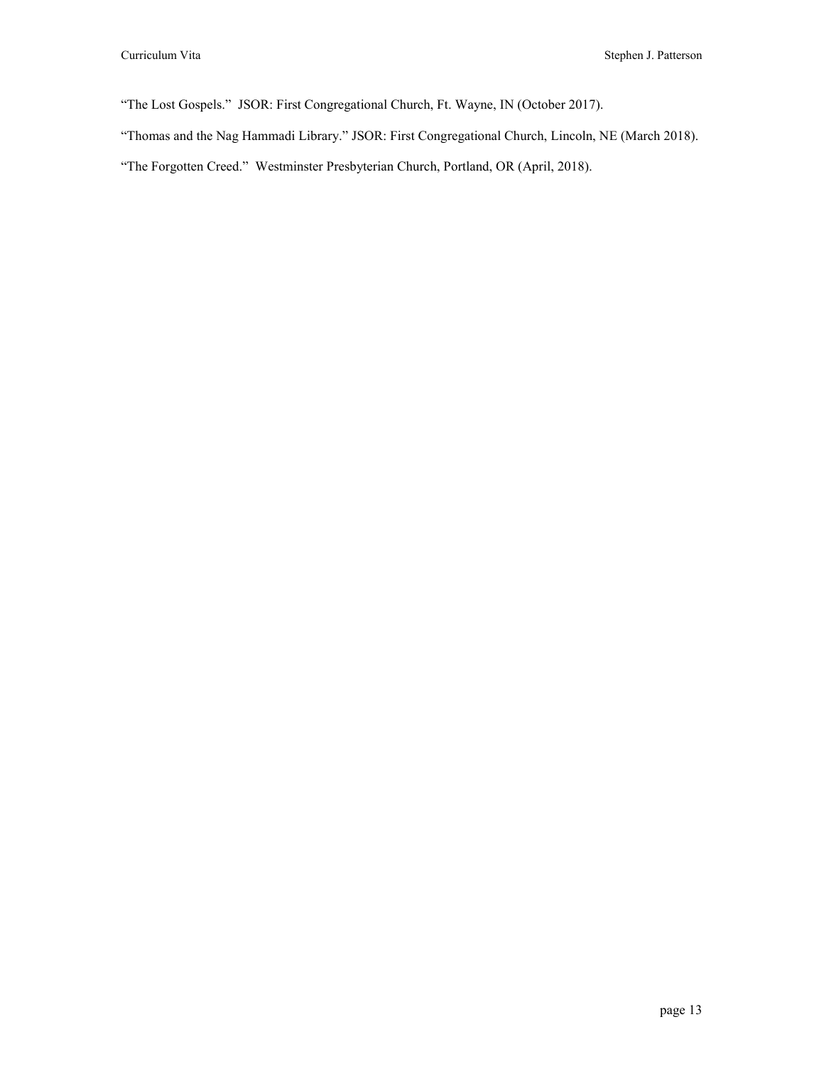"The Lost Gospels." JSOR: First Congregational Church, Ft. Wayne, IN (October 2017).

"Thomas and the Nag Hammadi Library." JSOR: First Congregational Church, Lincoln, NE (March 2018).

"The Forgotten Creed." Westminster Presbyterian Church, Portland, OR (April, 2018).